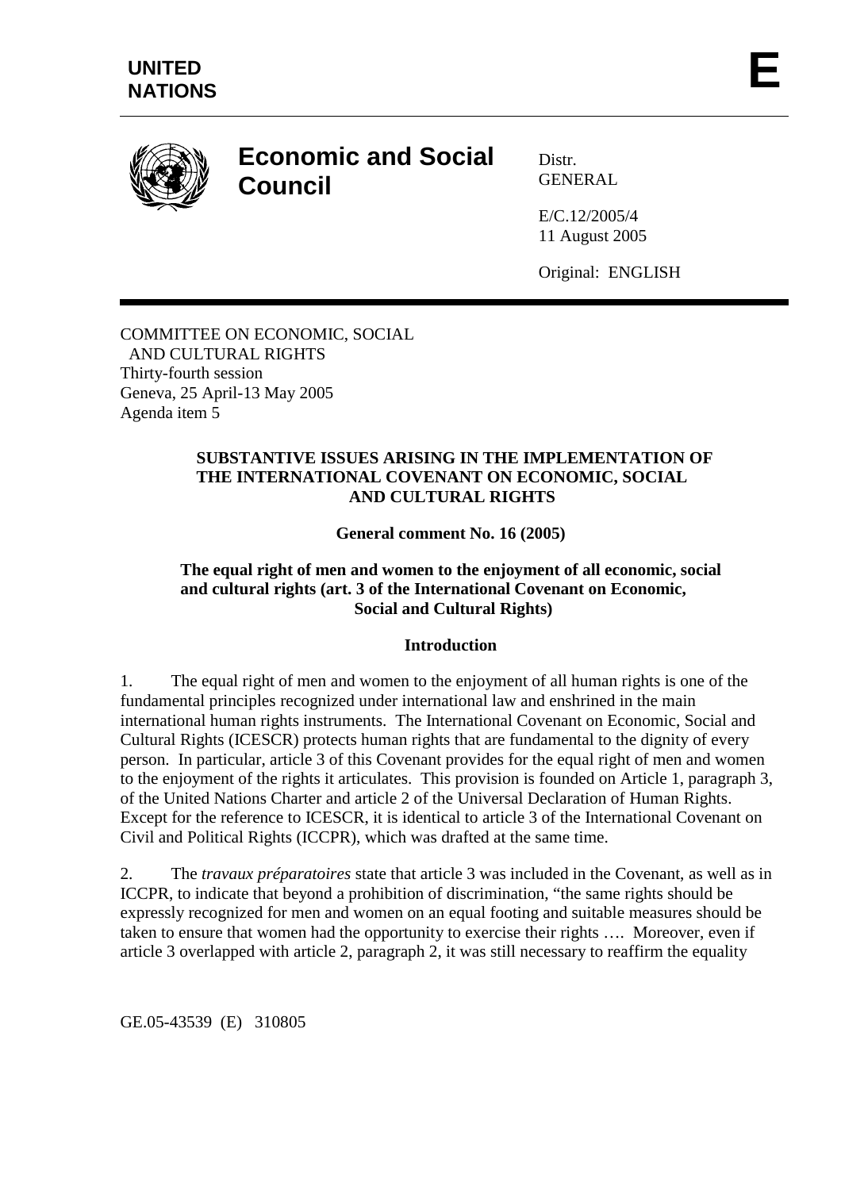**UNITED NATIONS** **E**

# Economic and Social Council

Distr.
GENERAL

E/C.12/2005/4
11 August 2005

Original: ENGLISH

COMMITTEE ON ECONOMIC, SOCIAL AND CULTURAL RIGHTS
Thirty-fourth session
Geneva, 25 April-13 May 2005
Agenda item 5

## SUBSTANTIVE ISSUES ARISING IN THE IMPLEMENTATION OF THE INTERNATIONAL COVENANT ON ECONOMIC, SOCIAL AND CULTURAL RIGHTS

## General comment No. 16 (2005)

## The equal right of men and women to the enjoyment of all economic, social and cultural rights (art. 3 of the International Covenant on Economic, Social and Cultural Rights)

### Introduction

1. The equal right of men and women to the enjoyment of all human rights is one of the fundamental principles recognized under international law and enshrined in the main international human rights instruments. The International Covenant on Economic, Social and Cultural Rights (ICESCR) protects human rights that are fundamental to the dignity of every person. In particular, article 3 of this Covenant provides for the equal right of men and women to the enjoyment of the rights it articulates. This provision is founded on Article 1, paragraph 3, of the United Nations Charter and article 2 of the Universal Declaration of Human Rights. Except for the reference to ICESCR, it is identical to article 3 of the International Covenant on Civil and Political Rights (ICCPR), which was drafted at the same time.

2. The *travaux préparatoires* state that article 3 was included in the Covenant, as well as in ICCPR, to indicate that beyond a prohibition of discrimination, "the same rights should be expressly recognized for men and women on an equal footing and suitable measures should be taken to ensure that women had the opportunity to exercise their rights …. Moreover, even if article 3 overlapped with article 2, paragraph 2, it was still necessary to reaffirm the equality

GE.05-43539 (E) 310805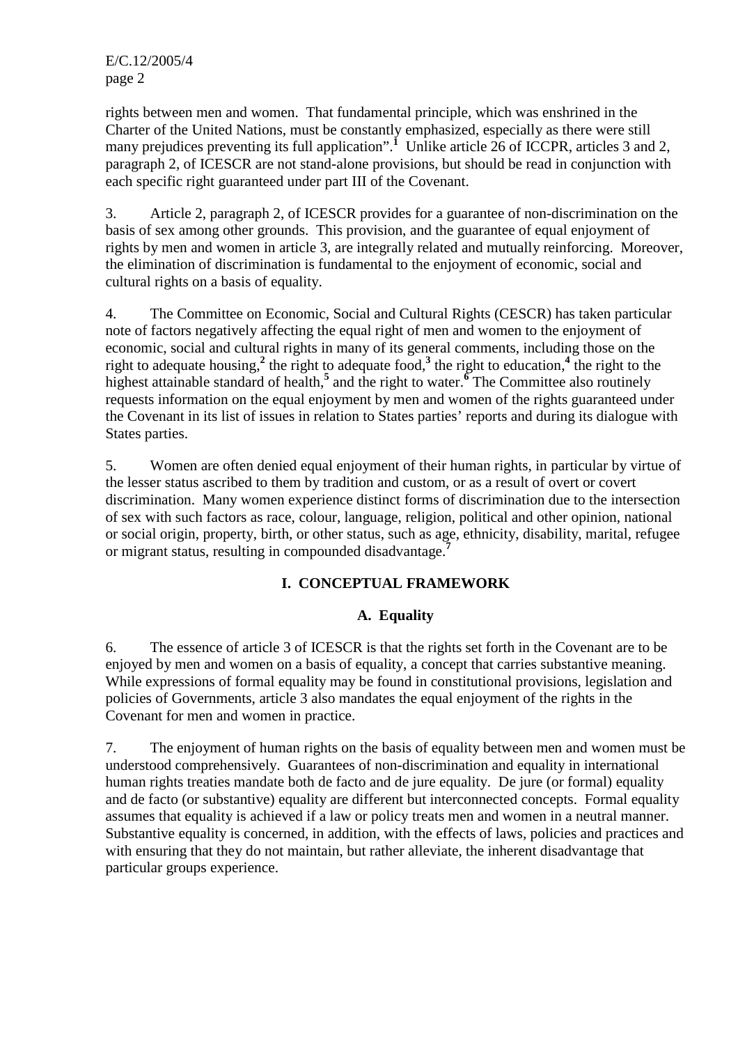rights between men and women. That fundamental principle, which was enshrined in the Charter of the United Nations, must be constantly emphasized, especially as there were still many prejudices preventing its full application”.[1] Unlike article 26 of ICCPR, articles 3 and 2, paragraph 2, of ICESCR are not stand-alone provisions, but should be read in conjunction with each specific right guaranteed under part III of the Covenant.

3. Article 2, paragraph 2, of ICESCR provides for a guarantee of non-discrimination on the basis of sex among other grounds. This provision, and the guarantee of equal enjoyment of rights by men and women in article 3, are integrally related and mutually reinforcing. Moreover, the elimination of discrimination is fundamental to the enjoyment of economic, social and cultural rights on a basis of equality.

4. The Committee on Economic, Social and Cultural Rights (CESCR) has taken particular note of factors negatively affecting the equal right of men and women to the enjoyment of economic, social and cultural rights in many of its general comments, including those on the right to adequate housing,[2] the right to adequate food,[3] the right to education,[4] the right to the highest attainable standard of health,[5] and the right to water.[6] The Committee also routinely requests information on the equal enjoyment by men and women of the rights guaranteed under the Covenant in its list of issues in relation to States parties’ reports and during its dialogue with States parties.

5. Women are often denied equal enjoyment of their human rights, in particular by virtue of the lesser status ascribed to them by tradition and custom, or as a result of overt or covert discrimination. Many women experience distinct forms of discrimination due to the intersection of sex with such factors as race, colour, language, religion, political and other opinion, national or social origin, property, birth, or other status, such as age, ethnicity, disability, marital, refugee or migrant status, resulting in compounded disadvantage.[7]

## I. CONCEPTUAL FRAMEWORK

### A. Equality

6. The essence of article 3 of ICESCR is that the rights set forth in the Covenant are to be enjoyed by men and women on a basis of equality, a concept that carries substantive meaning. While expressions of formal equality may be found in constitutional provisions, legislation and policies of Governments, article 3 also mandates the equal enjoyment of the rights in the Covenant for men and women in practice.

7. The enjoyment of human rights on the basis of equality between men and women must be understood comprehensively. Guarantees of non-discrimination and equality in international human rights treaties mandate both de facto and de jure equality. De jure (or formal) equality and de facto (or substantive) equality are different but interconnected concepts. Formal equality assumes that equality is achieved if a law or policy treats men and women in a neutral manner. Substantive equality is concerned, in addition, with the effects of laws, policies and practices and with ensuring that they do not maintain, but rather alleviate, the inherent disadvantage that particular groups experience.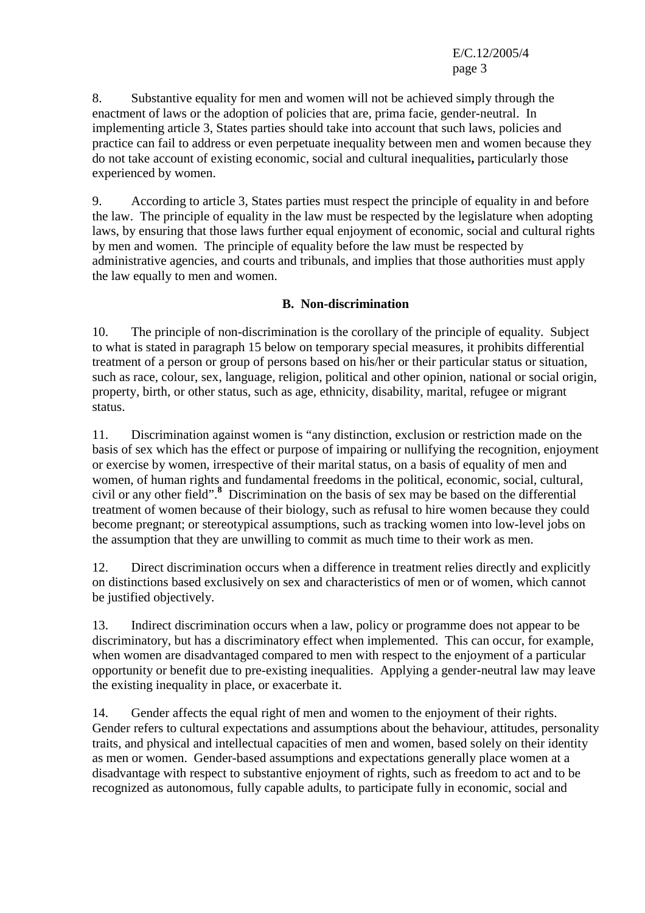8. Substantive equality for men and women will not be achieved simply through the enactment of laws or the adoption of policies that are, prima facie, gender-neutral. In implementing article 3, States parties should take into account that such laws, policies and practice can fail to address or even perpetuate inequality between men and women because they do not take account of existing economic, social and cultural inequalities**,** particularly those experienced by women.

9. According to article 3, States parties must respect the principle of equality in and before the law. The principle of equality in the law must be respected by the legislature when adopting laws, by ensuring that those laws further equal enjoyment of economic, social and cultural rights by men and women. The principle of equality before the law must be respected by administrative agencies, and courts and tribunals, and implies that those authorities must apply the law equally to men and women.

### B. Non-discrimination

10. The principle of non-discrimination is the corollary of the principle of equality. Subject to what is stated in paragraph 15 below on temporary special measures, it prohibits differential treatment of a person or group of persons based on his/her or their particular status or situation, such as race, colour, sex, language, religion, political and other opinion, national or social origin, property, birth, or other status, such as age, ethnicity, disability, marital, refugee or migrant status.

11. Discrimination against women is "any distinction, exclusion or restriction made on the basis of sex which has the effect or purpose of impairing or nullifying the recognition, enjoyment or exercise by women, irrespective of their marital status, on a basis of equality of men and women, of human rights and fundamental freedoms in the political, economic, social, cultural, civil or any other field".[8] Discrimination on the basis of sex may be based on the differential treatment of women because of their biology, such as refusal to hire women because they could become pregnant; or stereotypical assumptions, such as tracking women into low-level jobs on the assumption that they are unwilling to commit as much time to their work as men.

12. Direct discrimination occurs when a difference in treatment relies directly and explicitly on distinctions based exclusively on sex and characteristics of men or of women, which cannot be justified objectively.

13. Indirect discrimination occurs when a law, policy or programme does not appear to be discriminatory, but has a discriminatory effect when implemented. This can occur, for example, when women are disadvantaged compared to men with respect to the enjoyment of a particular opportunity or benefit due to pre-existing inequalities. Applying a gender-neutral law may leave the existing inequality in place, or exacerbate it.

14. Gender affects the equal right of men and women to the enjoyment of their rights. Gender refers to cultural expectations and assumptions about the behaviour, attitudes, personality traits, and physical and intellectual capacities of men and women, based solely on their identity as men or women. Gender-based assumptions and expectations generally place women at a disadvantage with respect to substantive enjoyment of rights, such as freedom to act and to be recognized as autonomous, fully capable adults, to participate fully in economic, social and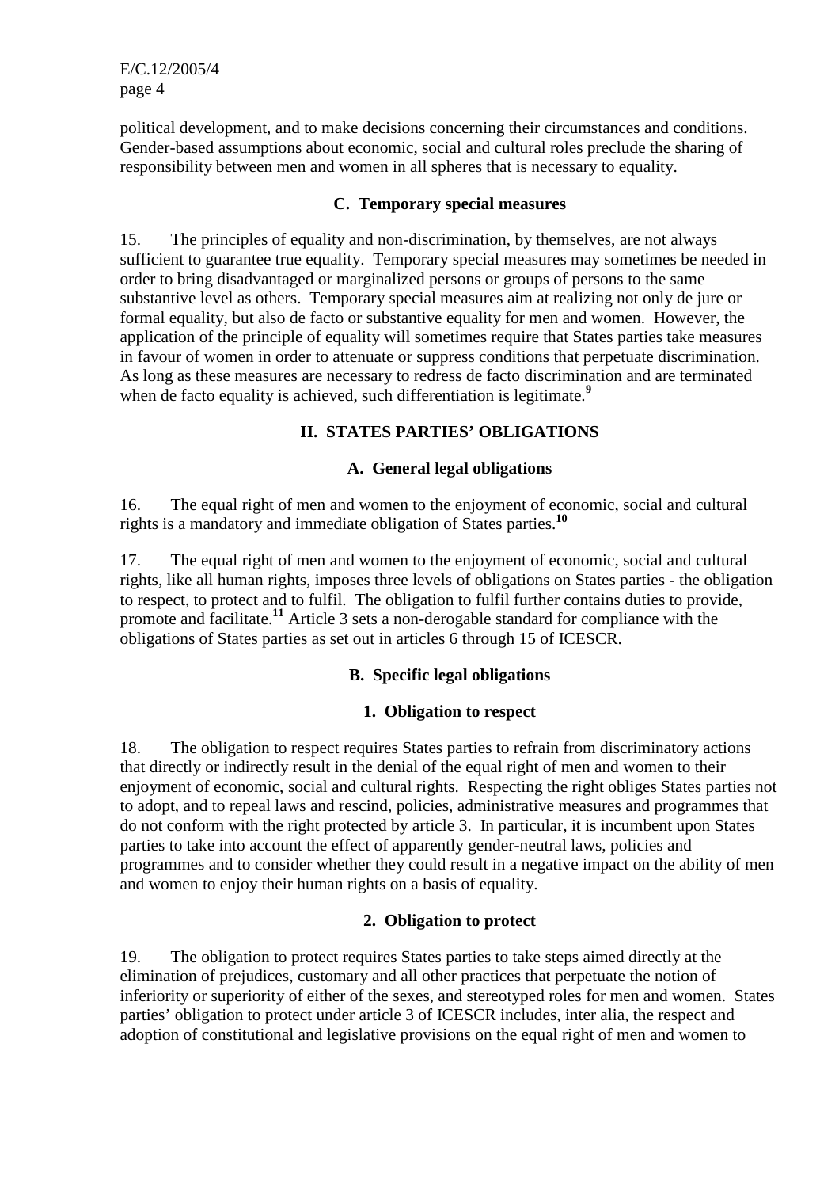political development, and to make decisions concerning their circumstances and conditions. Gender-based assumptions about economic, social and cultural roles preclude the sharing of responsibility between men and women in all spheres that is necessary to equality.

### C. Temporary special measures

15. The principles of equality and non-discrimination, by themselves, are not always sufficient to guarantee true equality. Temporary special measures may sometimes be needed in order to bring disadvantaged or marginalized persons or groups of persons to the same substantive level as others. Temporary special measures aim at realizing not only de jure or formal equality, but also de facto or substantive equality for men and women. However, the application of the principle of equality will sometimes require that States parties take measures in favour of women in order to attenuate or suppress conditions that perpetuate discrimination. As long as these measures are necessary to redress de facto discrimination and are terminated when de facto equality is achieved, such differentiation is legitimate.[9]

## II. STATES PARTIES' OBLIGATIONS

### A. General legal obligations

16. The equal right of men and women to the enjoyment of economic, social and cultural rights is a mandatory and immediate obligation of States parties.[10]

17. The equal right of men and women to the enjoyment of economic, social and cultural rights, like all human rights, imposes three levels of obligations on States parties - the obligation to respect, to protect and to fulfil. The obligation to fulfil further contains duties to provide, promote and facilitate.[11] Article 3 sets a non-derogable standard for compliance with the obligations of States parties as set out in articles 6 through 15 of ICESCR.

### B. Specific legal obligations

#### 1. Obligation to respect

18. The obligation to respect requires States parties to refrain from discriminatory actions that directly or indirectly result in the denial of the equal right of men and women to their enjoyment of economic, social and cultural rights. Respecting the right obliges States parties not to adopt, and to repeal laws and rescind, policies, administrative measures and programmes that do not conform with the right protected by article 3. In particular, it is incumbent upon States parties to take into account the effect of apparently gender-neutral laws, policies and programmes and to consider whether they could result in a negative impact on the ability of men and women to enjoy their human rights on a basis of equality.

#### 2. Obligation to protect

19. The obligation to protect requires States parties to take steps aimed directly at the elimination of prejudices, customary and all other practices that perpetuate the notion of inferiority or superiority of either of the sexes, and stereotyped roles for men and women. States parties' obligation to protect under article 3 of ICESCR includes, inter alia, the respect and adoption of constitutional and legislative provisions on the equal right of men and women to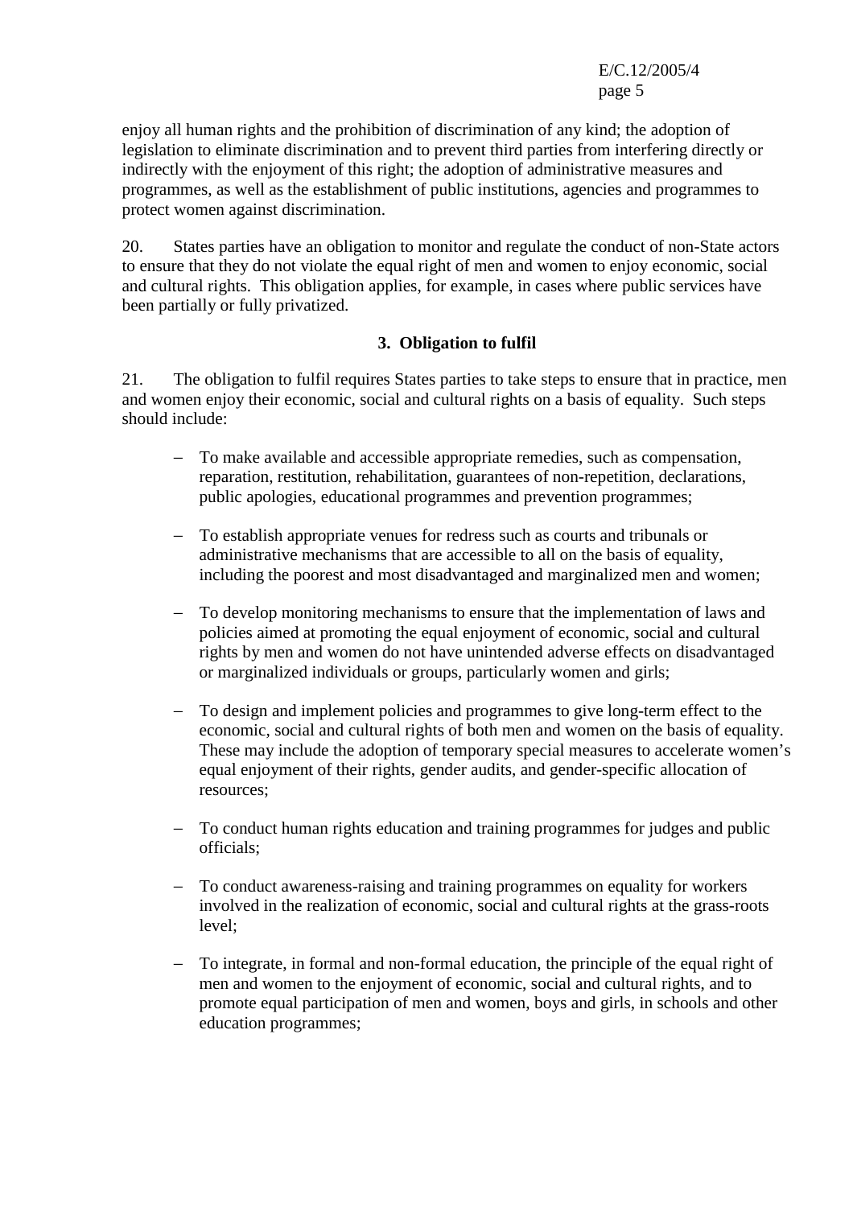enjoy all human rights and the prohibition of discrimination of any kind; the adoption of legislation to eliminate discrimination and to prevent third parties from interfering directly or indirectly with the enjoyment of this right; the adoption of administrative measures and programmes, as well as the establishment of public institutions, agencies and programmes to protect women against discrimination.

20. States parties have an obligation to monitor and regulate the conduct of non-State actors to ensure that they do not violate the equal right of men and women to enjoy economic, social and cultural rights. This obligation applies, for example, in cases where public services have been partially or fully privatized.

### 3. Obligation to fulfil

21. The obligation to fulfil requires States parties to take steps to ensure that in practice, men and women enjoy their economic, social and cultural rights on a basis of equality. Such steps should include:

- To make available and accessible appropriate remedies, such as compensation, reparation, restitution, rehabilitation, guarantees of non-repetition, declarations, public apologies, educational programmes and prevention programmes;

- To establish appropriate venues for redress such as courts and tribunals or administrative mechanisms that are accessible to all on the basis of equality, including the poorest and most disadvantaged and marginalized men and women;

- To develop monitoring mechanisms to ensure that the implementation of laws and policies aimed at promoting the equal enjoyment of economic, social and cultural rights by men and women do not have unintended adverse effects on disadvantaged or marginalized individuals or groups, particularly women and girls;

- To design and implement policies and programmes to give long-term effect to the economic, social and cultural rights of both men and women on the basis of equality. These may include the adoption of temporary special measures to accelerate women's equal enjoyment of their rights, gender audits, and gender-specific allocation of resources;

- To conduct human rights education and training programmes for judges and public officials;

- To conduct awareness-raising and training programmes on equality for workers involved in the realization of economic, social and cultural rights at the grass-roots level;

- To integrate, in formal and non-formal education, the principle of the equal right of men and women to the enjoyment of economic, social and cultural rights, and to promote equal participation of men and women, boys and girls, in schools and other education programmes;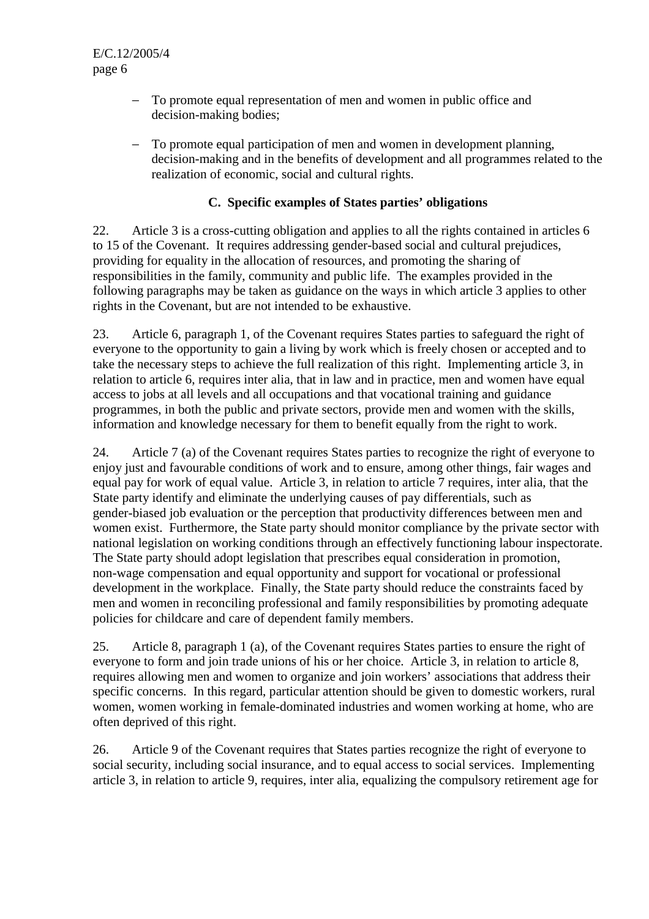- To promote equal representation of men and women in public office and decision-making bodies;

- To promote equal participation of men and women in development planning, decision-making and in the benefits of development and all programmes related to the realization of economic, social and cultural rights.

### C. Specific examples of States parties' obligations

22. Article 3 is a cross-cutting obligation and applies to all the rights contained in articles 6 to 15 of the Covenant. It requires addressing gender-based social and cultural prejudices, providing for equality in the allocation of resources, and promoting the sharing of responsibilities in the family, community and public life. The examples provided in the following paragraphs may be taken as guidance on the ways in which article 3 applies to other rights in the Covenant, but are not intended to be exhaustive.

23. Article 6, paragraph 1, of the Covenant requires States parties to safeguard the right of everyone to the opportunity to gain a living by work which is freely chosen or accepted and to take the necessary steps to achieve the full realization of this right. Implementing article 3, in relation to article 6, requires inter alia, that in law and in practice, men and women have equal access to jobs at all levels and all occupations and that vocational training and guidance programmes, in both the public and private sectors, provide men and women with the skills, information and knowledge necessary for them to benefit equally from the right to work.

24. Article 7 (a) of the Covenant requires States parties to recognize the right of everyone to enjoy just and favourable conditions of work and to ensure, among other things, fair wages and equal pay for work of equal value. Article 3, in relation to article 7 requires, inter alia, that the State party identify and eliminate the underlying causes of pay differentials, such as gender-biased job evaluation or the perception that productivity differences between men and women exist. Furthermore, the State party should monitor compliance by the private sector with national legislation on working conditions through an effectively functioning labour inspectorate. The State party should adopt legislation that prescribes equal consideration in promotion, non-wage compensation and equal opportunity and support for vocational or professional development in the workplace. Finally, the State party should reduce the constraints faced by men and women in reconciling professional and family responsibilities by promoting adequate policies for childcare and care of dependent family members.

25. Article 8, paragraph 1 (a), of the Covenant requires States parties to ensure the right of everyone to form and join trade unions of his or her choice. Article 3, in relation to article 8, requires allowing men and women to organize and join workers' associations that address their specific concerns. In this regard, particular attention should be given to domestic workers, rural women, women working in female-dominated industries and women working at home, who are often deprived of this right.

26. Article 9 of the Covenant requires that States parties recognize the right of everyone to social security, including social insurance, and to equal access to social services. Implementing article 3, in relation to article 9, requires, inter alia, equalizing the compulsory retirement age for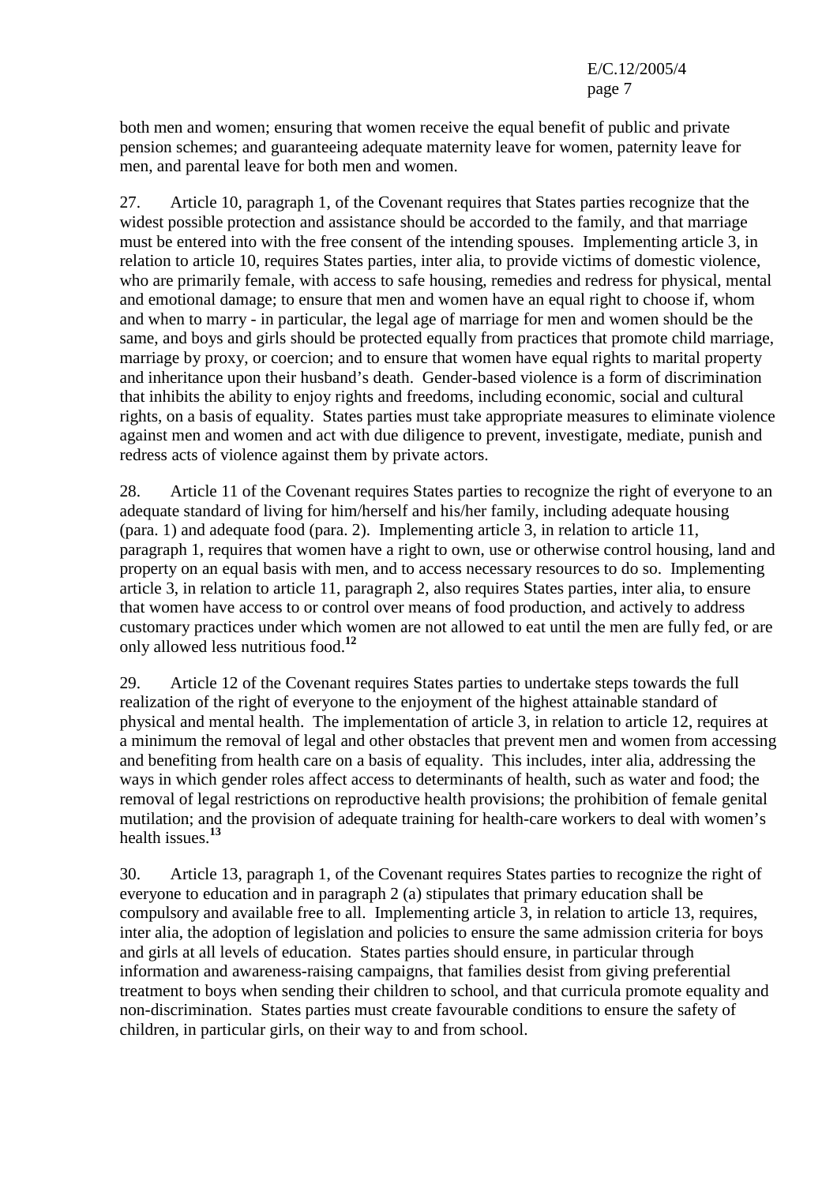both men and women; ensuring that women receive the equal benefit of public and private pension schemes; and guaranteeing adequate maternity leave for women, paternity leave for men, and parental leave for both men and women.

27. Article 10, paragraph 1, of the Covenant requires that States parties recognize that the widest possible protection and assistance should be accorded to the family, and that marriage must be entered into with the free consent of the intending spouses. Implementing article 3, in relation to article 10, requires States parties, inter alia, to provide victims of domestic violence, who are primarily female, with access to safe housing, remedies and redress for physical, mental and emotional damage; to ensure that men and women have an equal right to choose if, whom and when to marry - in particular, the legal age of marriage for men and women should be the same, and boys and girls should be protected equally from practices that promote child marriage, marriage by proxy, or coercion; and to ensure that women have equal rights to marital property and inheritance upon their husband's death. Gender-based violence is a form of discrimination that inhibits the ability to enjoy rights and freedoms, including economic, social and cultural rights, on a basis of equality. States parties must take appropriate measures to eliminate violence against men and women and act with due diligence to prevent, investigate, mediate, punish and redress acts of violence against them by private actors.

28. Article 11 of the Covenant requires States parties to recognize the right of everyone to an adequate standard of living for him/herself and his/her family, including adequate housing (para. 1) and adequate food (para. 2). Implementing article 3, in relation to article 11, paragraph 1, requires that women have a right to own, use or otherwise control housing, land and property on an equal basis with men, and to access necessary resources to do so. Implementing article 3, in relation to article 11, paragraph 2, also requires States parties, inter alia, to ensure that women have access to or control over means of food production, and actively to address customary practices under which women are not allowed to eat until the men are fully fed, or are only allowed less nutritious food.[12]

29. Article 12 of the Covenant requires States parties to undertake steps towards the full realization of the right of everyone to the enjoyment of the highest attainable standard of physical and mental health. The implementation of article 3, in relation to article 12, requires at a minimum the removal of legal and other obstacles that prevent men and women from accessing and benefiting from health care on a basis of equality. This includes, inter alia, addressing the ways in which gender roles affect access to determinants of health, such as water and food; the removal of legal restrictions on reproductive health provisions; the prohibition of female genital mutilation; and the provision of adequate training for health-care workers to deal with women's health issues.[13]

30. Article 13, paragraph 1, of the Covenant requires States parties to recognize the right of everyone to education and in paragraph 2 (a) stipulates that primary education shall be compulsory and available free to all. Implementing article 3, in relation to article 13, requires, inter alia, the adoption of legislation and policies to ensure the same admission criteria for boys and girls at all levels of education. States parties should ensure, in particular through information and awareness-raising campaigns, that families desist from giving preferential treatment to boys when sending their children to school, and that curricula promote equality and non-discrimination. States parties must create favourable conditions to ensure the safety of children, in particular girls, on their way to and from school.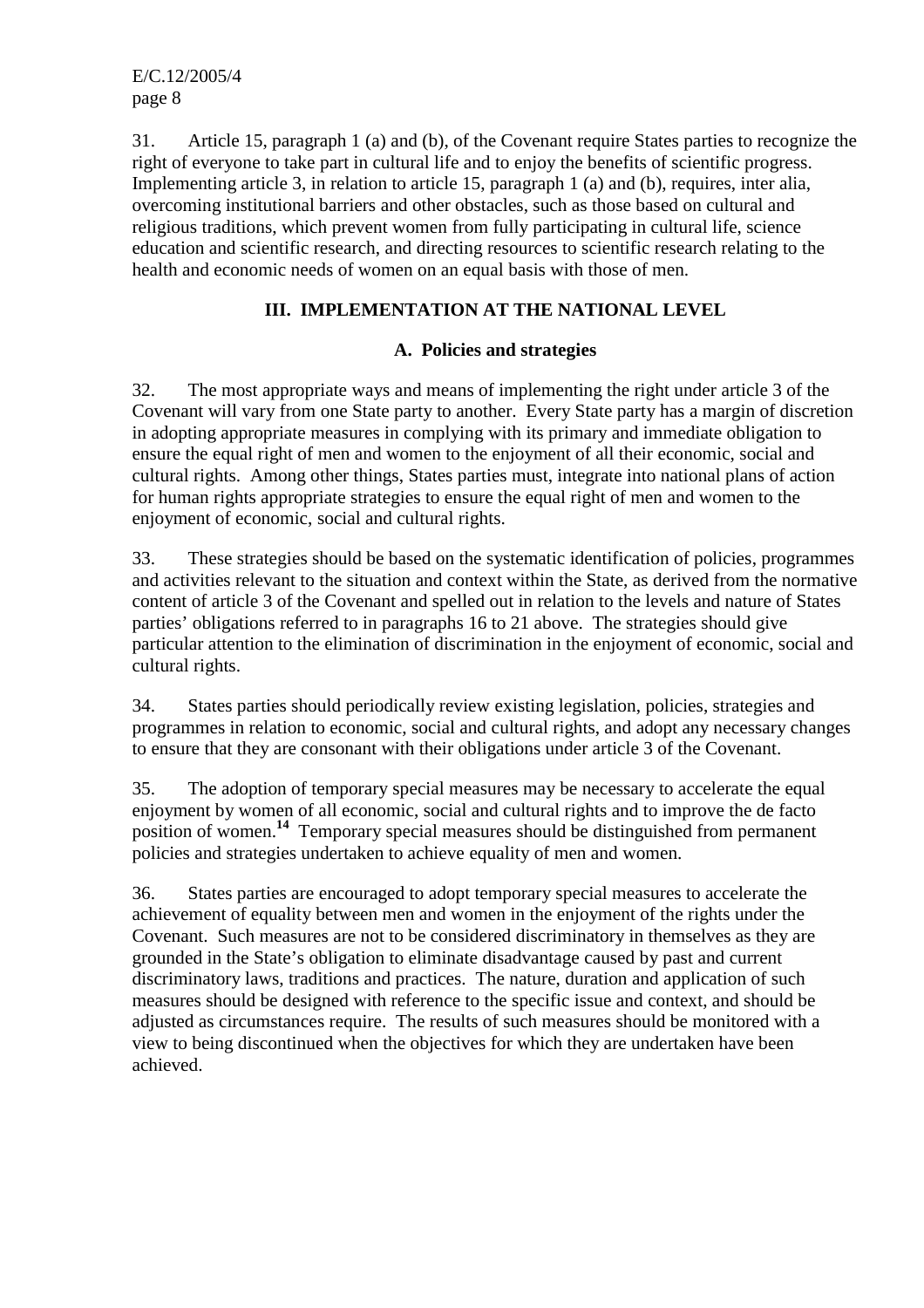31. Article 15, paragraph 1 (a) and (b), of the Covenant require States parties to recognize the right of everyone to take part in cultural life and to enjoy the benefits of scientific progress. Implementing article 3, in relation to article 15, paragraph 1 (a) and (b), requires, inter alia, overcoming institutional barriers and other obstacles, such as those based on cultural and religious traditions, which prevent women from fully participating in cultural life, science education and scientific research, and directing resources to scientific research relating to the health and economic needs of women on an equal basis with those of men.

## III. IMPLEMENTATION AT THE NATIONAL LEVEL

### A. Policies and strategies

32. The most appropriate ways and means of implementing the right under article 3 of the Covenant will vary from one State party to another. Every State party has a margin of discretion in adopting appropriate measures in complying with its primary and immediate obligation to ensure the equal right of men and women to the enjoyment of all their economic, social and cultural rights. Among other things, States parties must, integrate into national plans of action for human rights appropriate strategies to ensure the equal right of men and women to the enjoyment of economic, social and cultural rights.

33. These strategies should be based on the systematic identification of policies, programmes and activities relevant to the situation and context within the State, as derived from the normative content of article 3 of the Covenant and spelled out in relation to the levels and nature of States parties' obligations referred to in paragraphs 16 to 21 above. The strategies should give particular attention to the elimination of discrimination in the enjoyment of economic, social and cultural rights.

34. States parties should periodically review existing legislation, policies, strategies and programmes in relation to economic, social and cultural rights, and adopt any necessary changes to ensure that they are consonant with their obligations under article 3 of the Covenant.

35. The adoption of temporary special measures may be necessary to accelerate the equal enjoyment by women of all economic, social and cultural rights and to improve the de facto position of women.[14] Temporary special measures should be distinguished from permanent policies and strategies undertaken to achieve equality of men and women.

36. States parties are encouraged to adopt temporary special measures to accelerate the achievement of equality between men and women in the enjoyment of the rights under the Covenant. Such measures are not to be considered discriminatory in themselves as they are grounded in the State's obligation to eliminate disadvantage caused by past and current discriminatory laws, traditions and practices. The nature, duration and application of such measures should be designed with reference to the specific issue and context, and should be adjusted as circumstances require. The results of such measures should be monitored with a view to being discontinued when the objectives for which they are undertaken have been achieved.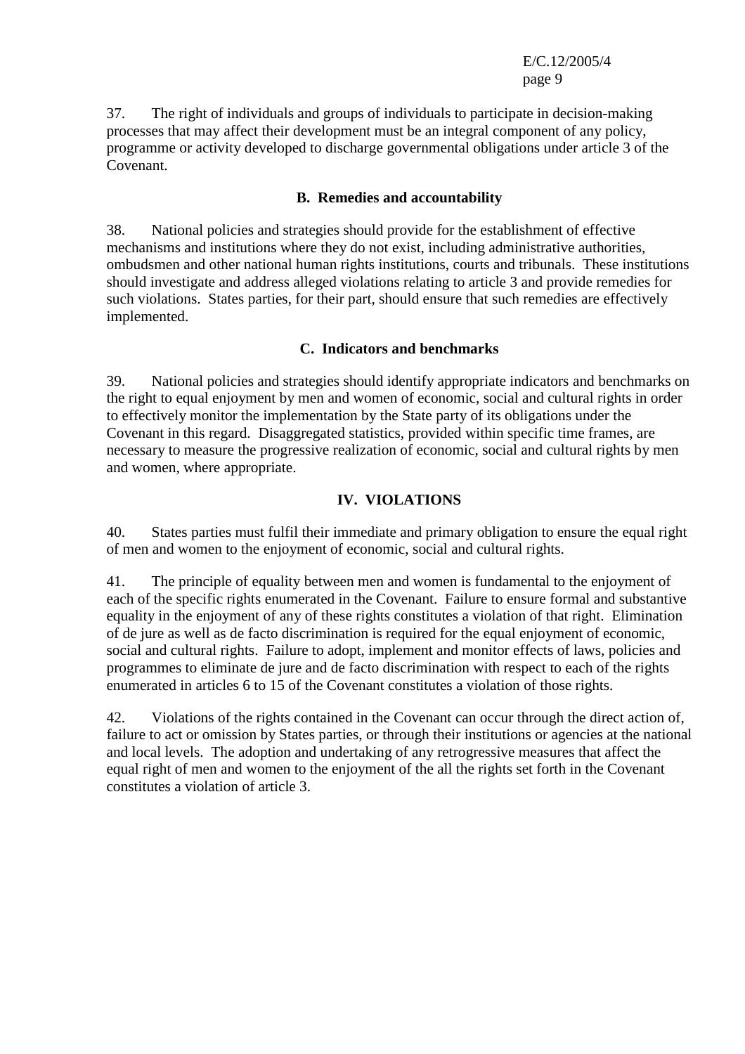37. The right of individuals and groups of individuals to participate in decision-making processes that may affect their development must be an integral component of any policy, programme or activity developed to discharge governmental obligations under article 3 of the Covenant.

### B. Remedies and accountability

38. National policies and strategies should provide for the establishment of effective mechanisms and institutions where they do not exist, including administrative authorities, ombudsmen and other national human rights institutions, courts and tribunals. These institutions should investigate and address alleged violations relating to article 3 and provide remedies for such violations. States parties, for their part, should ensure that such remedies are effectively implemented.

### C. Indicators and benchmarks

39. National policies and strategies should identify appropriate indicators and benchmarks on the right to equal enjoyment by men and women of economic, social and cultural rights in order to effectively monitor the implementation by the State party of its obligations under the Covenant in this regard. Disaggregated statistics, provided within specific time frames, are necessary to measure the progressive realization of economic, social and cultural rights by men and women, where appropriate.

## IV. VIOLATIONS

40. States parties must fulfil their immediate and primary obligation to ensure the equal right of men and women to the enjoyment of economic, social and cultural rights.

41. The principle of equality between men and women is fundamental to the enjoyment of each of the specific rights enumerated in the Covenant. Failure to ensure formal and substantive equality in the enjoyment of any of these rights constitutes a violation of that right. Elimination of de jure as well as de facto discrimination is required for the equal enjoyment of economic, social and cultural rights. Failure to adopt, implement and monitor effects of laws, policies and programmes to eliminate de jure and de facto discrimination with respect to each of the rights enumerated in articles 6 to 15 of the Covenant constitutes a violation of those rights.

42. Violations of the rights contained in the Covenant can occur through the direct action of, failure to act or omission by States parties, or through their institutions or agencies at the national and local levels. The adoption and undertaking of any retrogressive measures that affect the equal right of men and women to the enjoyment of the all the rights set forth in the Covenant constitutes a violation of article 3.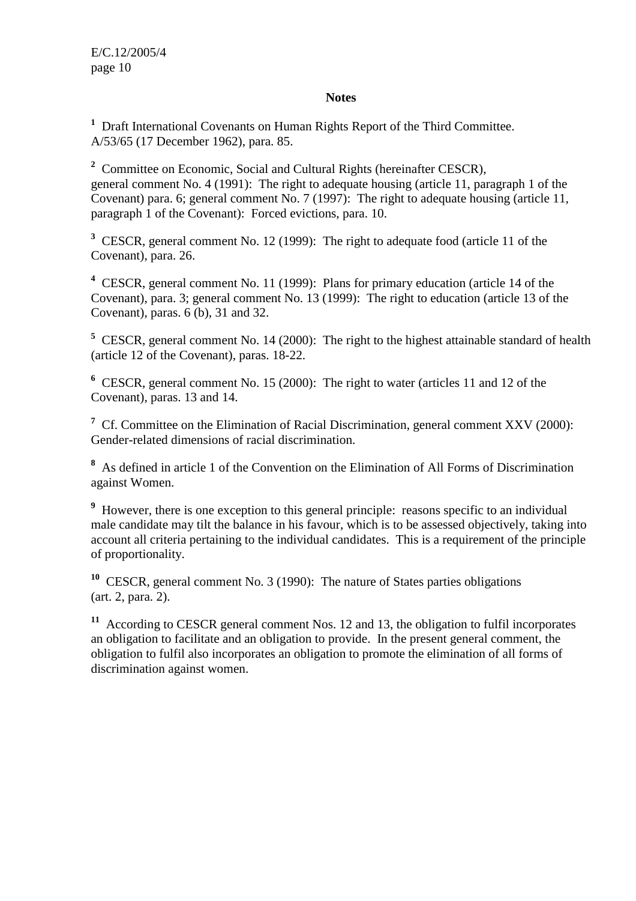**Notes**

[1] Draft International Covenants on Human Rights Report of the Third Committee. A/53/65 (17 December 1962), para. 85.

[2] Committee on Economic, Social and Cultural Rights (hereinafter CESCR), general comment No. 4 (1991): The right to adequate housing (article 11, paragraph 1 of the Covenant) para. 6; general comment No. 7 (1997): The right to adequate housing (article 11, paragraph 1 of the Covenant): Forced evictions, para. 10.

[3] CESCR, general comment No. 12 (1999): The right to adequate food (article 11 of the Covenant), para. 26.

[4] CESCR, general comment No. 11 (1999): Plans for primary education (article 14 of the Covenant), para. 3; general comment No. 13 (1999): The right to education (article 13 of the Covenant), paras. 6 (b), 31 and 32.

[5] CESCR, general comment No. 14 (2000): The right to the highest attainable standard of health (article 12 of the Covenant), paras. 18-22.

[6] CESCR, general comment No. 15 (2000): The right to water (articles 11 and 12 of the Covenant), paras. 13 and 14.

[7] Cf. Committee on the Elimination of Racial Discrimination, general comment XXV (2000): Gender-related dimensions of racial discrimination.

[8] As defined in article 1 of the Convention on the Elimination of All Forms of Discrimination against Women.

[9] However, there is one exception to this general principle: reasons specific to an individual male candidate may tilt the balance in his favour, which is to be assessed objectively, taking into account all criteria pertaining to the individual candidates. This is a requirement of the principle of proportionality.

[10] CESCR, general comment No. 3 (1990): The nature of States parties obligations (art. 2, para. 2).

[11] According to CESCR general comment Nos. 12 and 13, the obligation to fulfil incorporates an obligation to facilitate and an obligation to provide. In the present general comment, the obligation to fulfil also incorporates an obligation to promote the elimination of all forms of discrimination against women.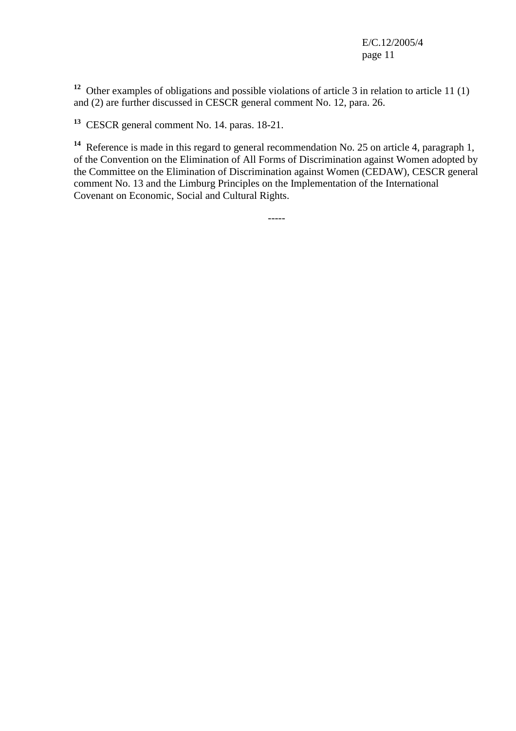[12] Other examples of obligations and possible violations of article 3 in relation to article 11 (1) and (2) are further discussed in CESCR general comment No. 12, para. 26.

[13] CESCR general comment No. 14. paras. 18-21.

[14] Reference is made in this regard to general recommendation No. 25 on article 4, paragraph 1, of the Convention on the Elimination of All Forms of Discrimination against Women adopted by the Committee on the Elimination of Discrimination against Women (CEDAW), CESCR general comment No. 13 and the Limburg Principles on the Implementation of the International Covenant on Economic, Social and Cultural Rights.

-----